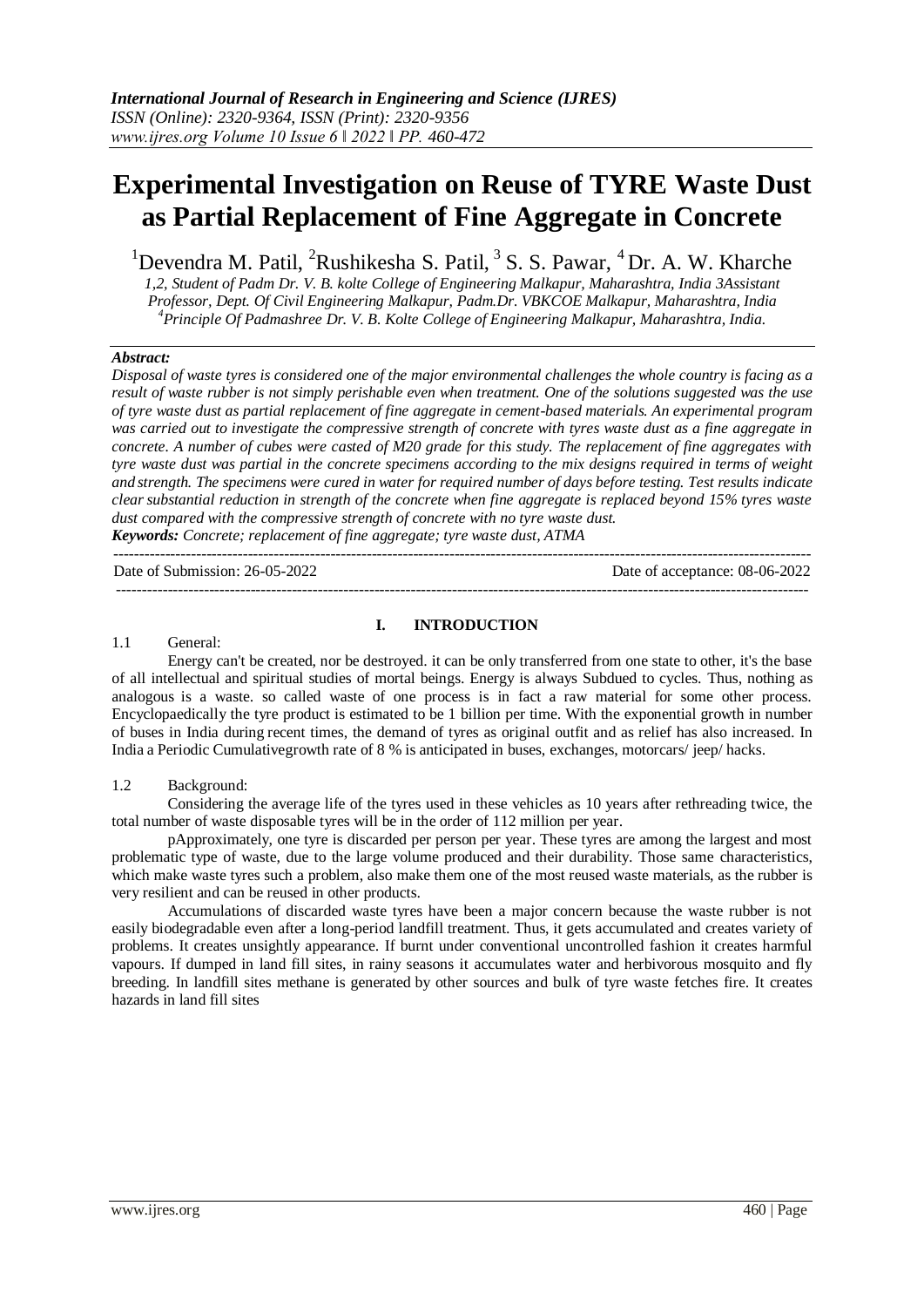# Experimental Investigation on Reuse of TYRE Waste Dust as Partial Replacement of Fine Aggregate in Concrete

[1]Devendra M. Patil, [2]Rushikesha S. Patil, [3] S. S. Pawar, [4] Dr. A. W. Kharche

*1,2, Student of Padm Dr. V. B. kolte College of Engineering Malkapur, Maharashtra, India 3Assistant Professor, Dept. Of Civil Engineering Malkapur, Padm.Dr. VBKCOE Malkapur, Maharashtra, India*
*[4]Principle Of Padmashree Dr. V. B. Kolte College of Engineering Malkapur, Maharashtra, India.*

***Abstract:***

*Disposal of waste tyres is considered one of the major environmental challenges the whole country is facing as a result of waste rubber is not simply perishable even when treatment. One of the solutions suggested was the use of tyre waste dust as partial replacement of fine aggregate in cement-based materials. An experimental program was carried out to investigate the compressive strength of concrete with tyres waste dust as a fine aggregate in concrete. A number of cubes were casted of M20 grade for this study. The replacement of fine aggregates with tyre waste dust was partial in the concrete specimens according to the mix designs required in terms of weight and strength. The specimens were cured in water for required number of days before testing. Test results indicate clear substantial reduction in strength of the concrete when fine aggregate is replaced beyond 15% tyres waste dust compared with the compressive strength of concrete with no tyre waste dust.*

***Keywords:*** *Concrete; replacement of fine aggregate; tyre waste dust, ATMA*

---

Date of Submission: 26-05-2022 Date of acceptance: 08-06-2022

---

## I. INTRODUCTION

### 1.1 General:

Energy can't be created, nor be destroyed. it can be only transferred from one state to other, it's the base of all intellectual and spiritual studies of mortal beings. Energy is always Subdued to cycles. Thus, nothing as analogous is a waste. so called waste of one process is in fact a raw material for some other process. Encyclopaedically the tyre product is estimated to be 1 billion per time. With the exponential growth in number of buses in India during recent times, the demand of tyres as original outfit and as relief has also increased. In India a Periodic Cumulativegrowth rate of 8 % is anticipated in buses, exchanges, motorcars/ jeep/ hacks.

### 1.2 Background:

Considering the average life of the tyres used in these vehicles as 10 years after rethreading twice, the total number of waste disposable tyres will be in the order of 112 million per year.

pApproximately, one tyre is discarded per person per year. These tyres are among the largest and most problematic type of waste, due to the large volume produced and their durability. Those same characteristics, which make waste tyres such a problem, also make them one of the most reused waste materials, as the rubber is very resilient and can be reused in other products.

Accumulations of discarded waste tyres have been a major concern because the waste rubber is not easily biodegradable even after a long-period landfill treatment. Thus, it gets accumulated and creates variety of problems. It creates unsightly appearance. If burnt under conventional uncontrolled fashion it creates harmful vapours. If dumped in land fill sites, in rainy seasons it accumulates water and herbivorous mosquito and fly breeding. In landfill sites methane is generated by other sources and bulk of tyre waste fetches fire. It creates hazards in land fill sites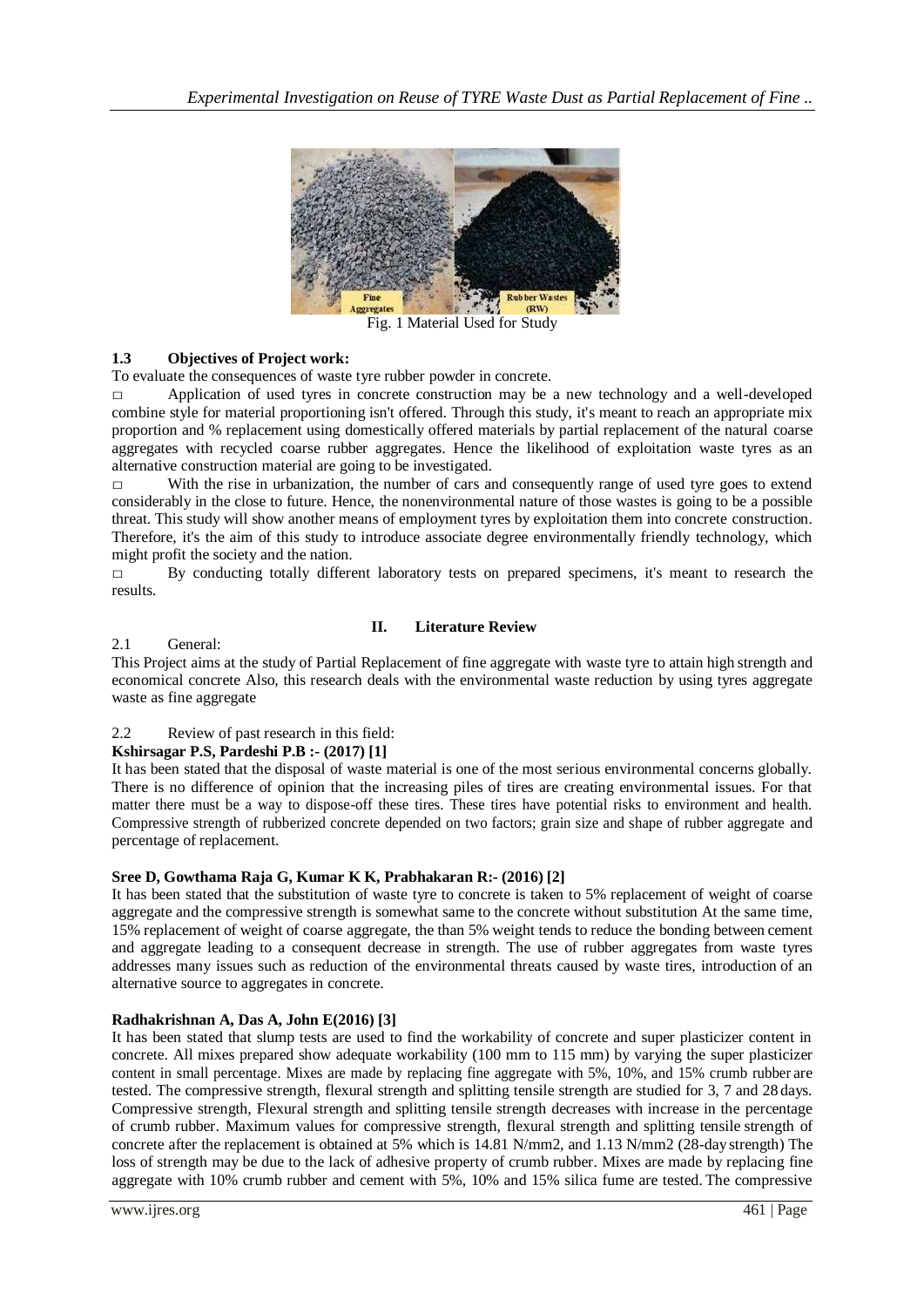Fig. 1 Material Used for Study

### 1.3 Objectives of Project work:

To evaluate the consequences of waste tyre rubber powder in concrete.

- Application of used tyres in concrete construction may be a new technology and a well-developed combine style for material proportioning isn't offered. Through this study, it's meant to reach an appropriate mix proportion and % replacement using domestically offered materials by partial replacement of the natural coarse aggregates with recycled coarse rubber aggregates. Hence the likelihood of exploitation waste tyres as an alternative construction material are going to be investigated.
- With the rise in urbanization, the number of cars and consequently range of used tyre goes to extend considerably in the close to future. Hence, the nonenvironmental nature of those wastes is going to be a possible threat. This study will show another means of employment tyres by exploitation them into concrete construction. Therefore, it's the aim of this study to introduce associate degree environmentally friendly technology, which might profit the society and the nation.
- By conducting totally different laboratory tests on prepared specimens, it's meant to research the results.

## II. Literature Review

### 2.1 General:

This Project aims at the study of Partial Replacement of fine aggregate with waste tyre to attain high strength and economical concrete Also, this research deals with the environmental waste reduction by using tyres aggregate waste as fine aggregate

### 2.2 Review of past research in this field:

**Kshirsagar P.S, Pardeshi P.B :- (2017) [1]**

It has been stated that the disposal of waste material is one of the most serious environmental concerns globally. There is no difference of opinion that the increasing piles of tires are creating environmental issues. For that matter there must be a way to dispose-off these tires. These tires have potential risks to environment and health. Compressive strength of rubberized concrete depended on two factors; grain size and shape of rubber aggregate and percentage of replacement.

**Sree D, Gowthama Raja G, Kumar K K, Prabhakaran R:- (2016) [2]**

It has been stated that the substitution of waste tyre to concrete is taken to 5% replacement of weight of coarse aggregate and the compressive strength is somewhat same to the concrete without substitution At the same time, 15% replacement of weight of coarse aggregate, the than 5% weight tends to reduce the bonding between cement and aggregate leading to a consequent decrease in strength. The use of rubber aggregates from waste tyres addresses many issues such as reduction of the environmental threats caused by waste tires, introduction of an alternative source to aggregates in concrete.

**Radhakrishnan A, Das A, John E(2016) [3]**

It has been stated that slump tests are used to find the workability of concrete and super plasticizer content in concrete. All mixes prepared show adequate workability (100 mm to 115 mm) by varying the super plasticizer content in small percentage. Mixes are made by replacing fine aggregate with 5%, 10%, and 15% crumb rubber are tested. The compressive strength, flexural strength and splitting tensile strength are studied for 3, 7 and 28 days. Compressive strength, Flexural strength and splitting tensile strength decreases with increase in the percentage of crumb rubber. Maximum values for compressive strength, flexural strength and splitting tensile strength of concrete after the replacement is obtained at 5% which is 14.81 N/mm2, and 1.13 N/mm2 (28-day strength) The loss of strength may be due to the lack of adhesive property of crumb rubber. Mixes are made by replacing fine aggregate with 10% crumb rubber and cement with 5%, 10% and 15% silica fume are tested. The compressive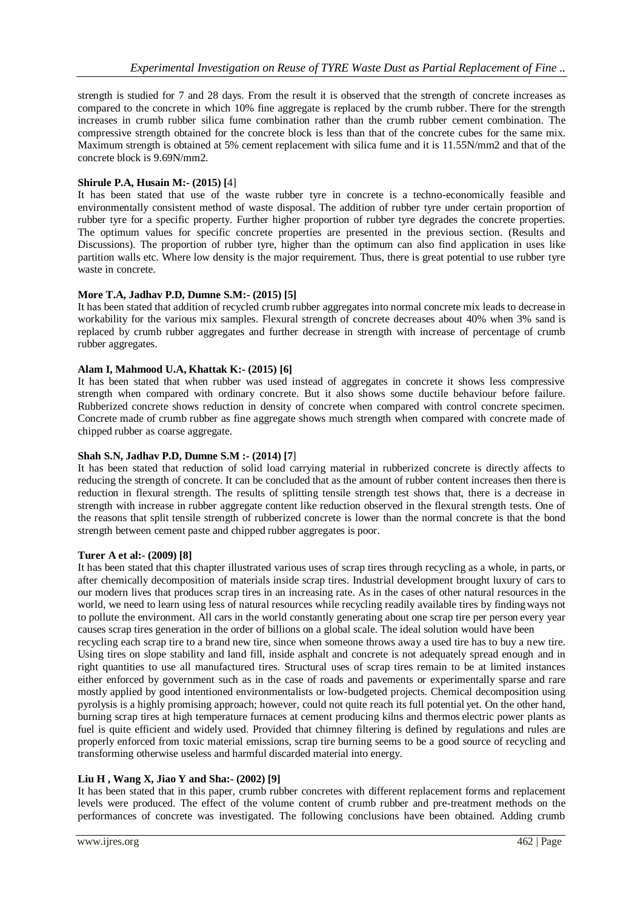strength is studied for 7 and 28 days. From the result it is observed that the strength of concrete increases as compared to the concrete in which 10% fine aggregate is replaced by the crumb rubber. There for the strength increases in crumb rubber silica fume combination rather than the crumb rubber cement combination. The compressive strength obtained for the concrete block is less than that of the concrete cubes for the same mix. Maximum strength is obtained at 5% cement replacement with silica fume and it is 11.55N/mm2 and that of the concrete block is 9.69N/mm2.

**Shirule P.A, Husain M:- (2015) [**4]

It has been stated that use of the waste rubber tyre in concrete is a techno-economically feasible and environmentally consistent method of waste disposal. The addition of rubber tyre under certain proportion of rubber tyre for a specific property. Further higher proportion of rubber tyre degrades the concrete properties. The optimum values for specific concrete properties are presented in the previous section. (Results and Discussions). The proportion of rubber tyre, higher than the optimum can also find application in uses like partition walls etc. Where low density is the major requirement. Thus, there is great potential to use rubber tyre waste in concrete.

**More T.A, Jadhav P.D, Dumne S.M:- (2015) [5]**

It has been stated that addition of recycled crumb rubber aggregates into normal concrete mix leads to decrease in workability for the various mix samples. Flexural strength of concrete decreases about 40% when 3% sand is replaced by crumb rubber aggregates and further decrease in strength with increase of percentage of crumb rubber aggregates.

**Alam I, Mahmood U.A, Khattak K:- (2015) [6]**

It has been stated that when rubber was used instead of aggregates in concrete it shows less compressive strength when compared with ordinary concrete. But it also shows some ductile behaviour before failure. Rubberized concrete shows reduction in density of concrete when compared with control concrete specimen. Concrete made of crumb rubber as fine aggregate shows much strength when compared with concrete made of chipped rubber as coarse aggregate.

**Shah S.N, Jadhav P.D, Dumne S.M :- (2014) [7**]

It has been stated that reduction of solid load carrying material in rubberized concrete is directly affects to reducing the strength of concrete. It can be concluded that as the amount of rubber content increases then there is reduction in flexural strength. The results of splitting tensile strength test shows that, there is a decrease in strength with increase in rubber aggregate content like reduction observed in the flexural strength tests. One of the reasons that split tensile strength of rubberized concrete is lower than the normal concrete is that the bond strength between cement paste and chipped rubber aggregates is poor.

**Turer A et al:- (2009) [8]**

It has been stated that this chapter illustrated various uses of scrap tires through recycling as a whole, in parts, or after chemically decomposition of materials inside scrap tires. Industrial development brought luxury of cars to our modern lives that produces scrap tires in an increasing rate. As in the cases of other natural resources in the world, we need to learn using less of natural resources while recycling readily available tires by finding ways not to pollute the environment. All cars in the world constantly generating about one scrap tire per person every year causes scrap tires generation in the order of billions on a global scale. The ideal solution would have been recycling each scrap tire to a brand new tire, since when someone throws away a used tire has to buy a new tire. Using tires on slope stability and land fill, inside asphalt and concrete is not adequately spread enough and in right quantities to use all manufactured tires. Structural uses of scrap tires remain to be at limited instances either enforced by government such as in the case of roads and pavements or experimentally sparse and rare mostly applied by good intentioned environmentalists or low-budgeted projects. Chemical decomposition using pyrolysis is a highly promising approach; however, could not quite reach its full potential yet. On the other hand, burning scrap tires at high temperature furnaces at cement producing kilns and thermos electric power plants as fuel is quite efficient and widely used. Provided that chimney filtering is defined by regulations and rules are properly enforced from toxic material emissions, scrap tire burning seems to be a good source of recycling and transforming otherwise useless and harmful discarded material into energy.

**Liu H , Wang X, Jiao Y and Sha:- (2002) [9]**

It has been stated that in this paper, crumb rubber concretes with different replacement forms and replacement levels were produced. The effect of the volume content of crumb rubber and pre-treatment methods on the performances of concrete was investigated. The following conclusions have been obtained. Adding crumb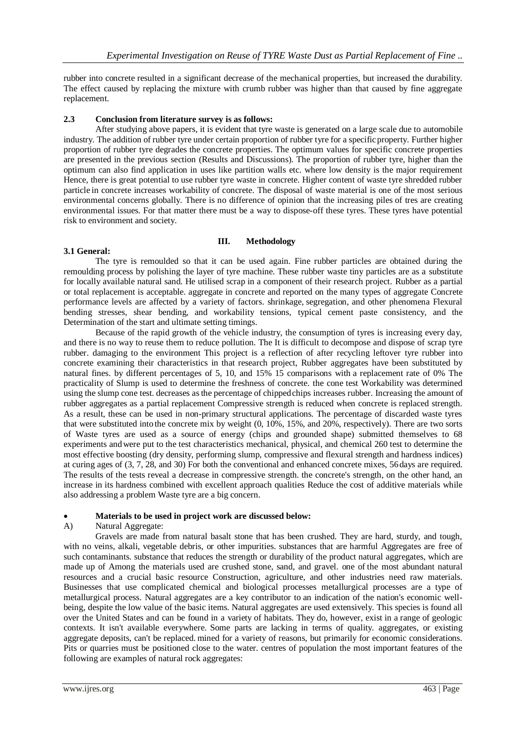rubber into concrete resulted in a significant decrease of the mechanical properties, but increased the durability. The effect caused by replacing the mixture with crumb rubber was higher than that caused by fine aggregate replacement.

### 2.3 Conclusion from literature survey is as follows:

After studying above papers, it is evident that tyre waste is generated on a large scale due to automobile industry. The addition of rubber tyre under certain proportion of rubber tyre for a specific property. Further higher proportion of rubber tyre degrades the concrete properties. The optimum values for specific concrete properties are presented in the previous section (Results and Discussions). The proportion of rubber tyre, higher than the optimum can also find application in uses like partition walls etc. where low density is the major requirement Hence, there is great potential to use rubber tyre waste in concrete. Higher content of waste tyre shredded rubber particle in concrete increases workability of concrete. The disposal of waste material is one of the most serious environmental concerns globally. There is no difference of opinion that the increasing piles of tres are creating environmental issues. For that matter there must be a way to dispose-off these tyres. These tyres have potential risk to environment and society.

## III. Methodology

### 3.1 General:

The tyre is remoulded so that it can be used again. Fine rubber particles are obtained during the remoulding process by polishing the layer of tyre machine. These rubber waste tiny particles are as a substitute for locally available natural sand. He utilised scrap in a component of their research project. Rubber as a partial or total replacement is acceptable. aggregate in concrete and reported on the many types of aggregate Concrete performance levels are affected by a variety of factors. shrinkage, segregation, and other phenomena Flexural bending stresses, shear bending, and workability tensions, typical cement paste consistency, and the Determination of the start and ultimate setting timings.

Because of the rapid growth of the vehicle industry, the consumption of tyres is increasing every day, and there is no way to reuse them to reduce pollution. The It is difficult to decompose and dispose of scrap tyre rubber. damaging to the environment This project is a reflection of after recycling leftover tyre rubber into concrete examining their characteristics in that research project, Rubber aggregates have been substituted by natural fines. by different percentages of 5, 10, and 15% 15 comparisons with a replacement rate of 0% The practicality of Slump is used to determine the freshness of concrete. the cone test Workability was determined using the slump cone test. decreases as the percentage of chipped chips increases rubber. Increasing the amount of rubber aggregates as a partial replacement Compressive strength is reduced when concrete is replaced strength. As a result, these can be used in non-primary structural applications. The percentage of discarded waste tyres that were substituted into the concrete mix by weight (0, 10%, 15%, and 20%, respectively). There are two sorts of Waste tyres are used as a source of energy (chips and grounded shape) submitted themselves to 68 experiments and were put to the test characteristics mechanical, physical, and chemical 260 test to determine the most effective boosting (dry density, performing slump, compressive and flexural strength and hardness indices) at curing ages of (3, 7, 28, and 30) For both the conventional and enhanced concrete mixes, 56 days are required. The results of the tests reveal a decrease in compressive strength. the concrete's strength, on the other hand, an increase in its hardness combined with excellent approach qualities Reduce the cost of additive materials while also addressing a problem Waste tyre are a big concern.

- **Materials to be used in project work are discussed below:**

A) Natural Aggregate:

Gravels are made from natural basalt stone that has been crushed. They are hard, sturdy, and tough, with no veins, alkali, vegetable debris, or other impurities. substances that are harmful Aggregates are free of such contaminants. substance that reduces the strength or durability of the product natural aggregates, which are made up of Among the materials used are crushed stone, sand, and gravel. one of the most abundant natural resources and a crucial basic resource Construction, agriculture, and other industries need raw materials. Businesses that use complicated chemical and biological processes metallurgical processes are a type of metallurgical process. Natural aggregates are a key contributor to an indication of the nation's economic well-being, despite the low value of the basic items. Natural aggregates are used extensively. This species is found all over the United States and can be found in a variety of habitats. They do, however, exist in a range of geologic contexts. It isn't available everywhere. Some parts are lacking in terms of quality. aggregates, or existing aggregate deposits, can't be replaced. mined for a variety of reasons, but primarily for economic considerations. Pits or quarries must be positioned close to the water. centres of population the most important features of the following are examples of natural rock aggregates: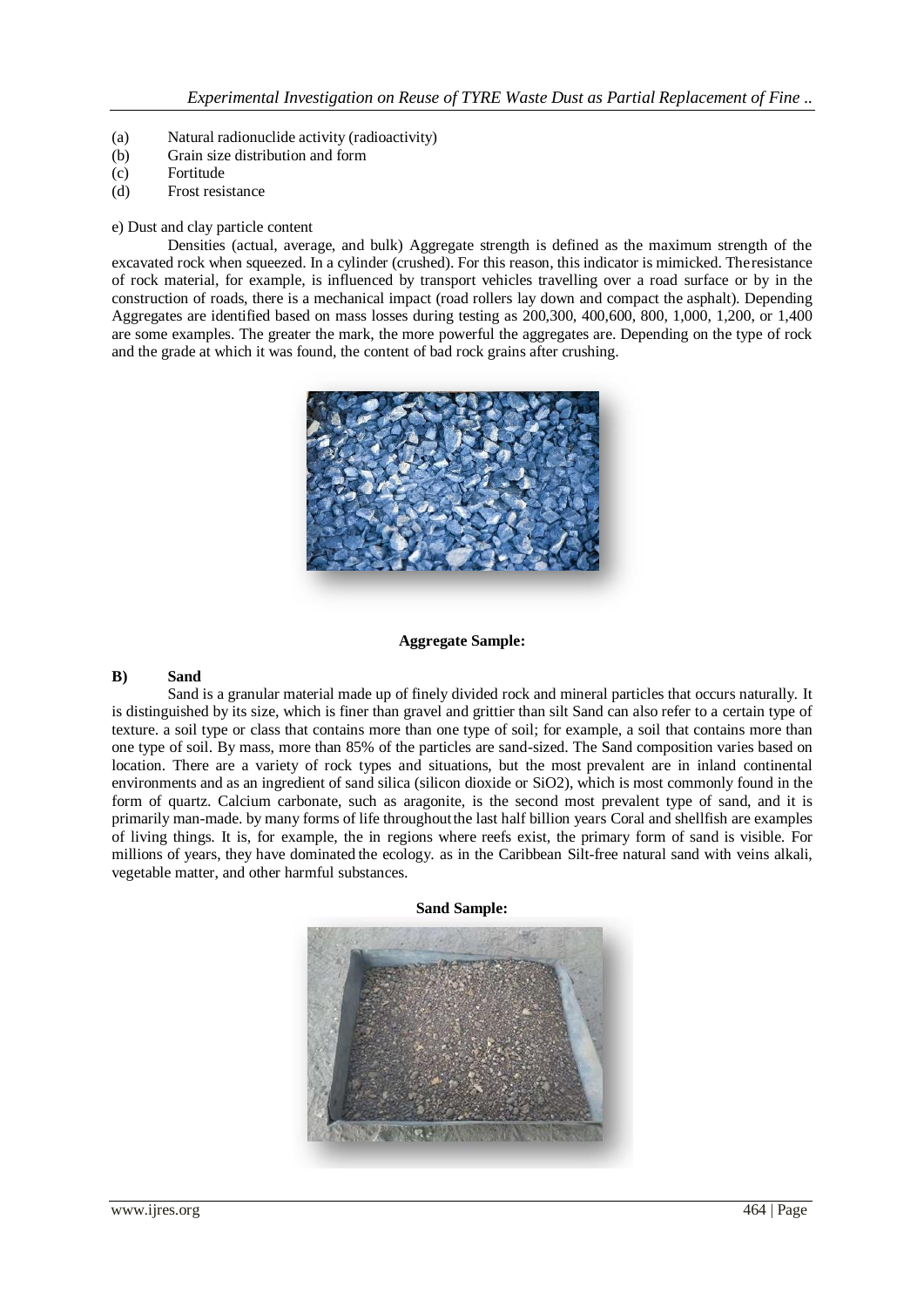(a) Natural radionuclide activity (radioactivity)
(b) Grain size distribution and form
(c) Fortitude
(d) Frost resistance

e) Dust and clay particle content

Densities (actual, average, and bulk) Aggregate strength is defined as the maximum strength of the excavated rock when squeezed. In a cylinder (crushed). For this reason, this indicator is mimicked. The resistance of rock material, for example, is influenced by transport vehicles travelling over a road surface or by in the construction of roads, there is a mechanical impact (road rollers lay down and compact the asphalt). Depending Aggregates are identified based on mass losses during testing as 200,300, 400,600, 800, 1,000, 1,200, or 1,400 are some examples. The greater the mark, the more powerful the aggregates are. Depending on the type of rock and the grade at which it was found, the content of bad rock grains after crushing.

**Aggregate Sample:**

**B) Sand**

Sand is a granular material made up of finely divided rock and mineral particles that occurs naturally. It is distinguished by its size, which is finer than gravel and grittier than silt Sand can also refer to a certain type of texture. a soil type or class that contains more than one type of soil; for example, a soil that contains more than one type of soil. By mass, more than 85% of the particles are sand-sized. The Sand composition varies based on location. There are a variety of rock types and situations, but the most prevalent are in inland continental environments and as an ingredient of sand silica (silicon dioxide or $SiO_2$), which is most commonly found in the form of quartz. Calcium carbonate, such as aragonite, is the second most prevalent type of sand, and it is primarily man-made. by many forms of life throughout the last half billion years Coral and shellfish are examples of living things. It is, for example, the in regions where reefs exist, the primary form of sand is visible. For millions of years, they have dominated the ecology. as in the Caribbean Silt-free natural sand with veins alkali, vegetable matter, and other harmful substances.

**Sand Sample:**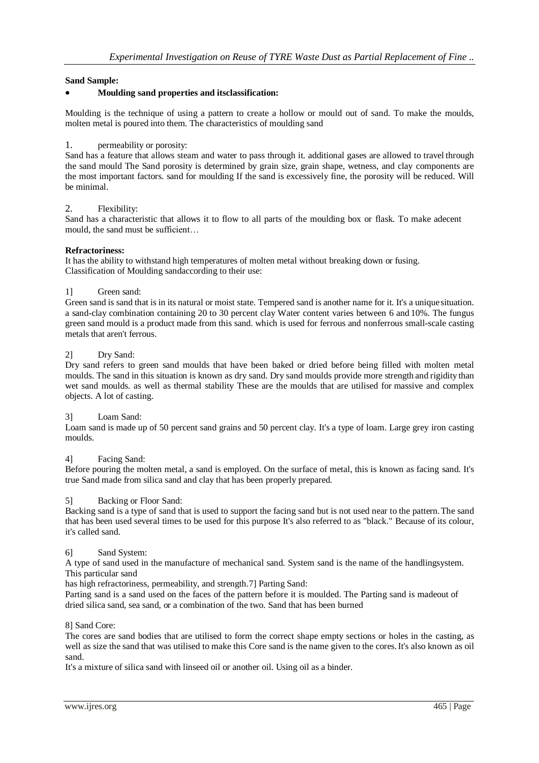**Sand Sample:**

- **Moulding sand properties and itsclassification:**

Moulding is the technique of using a pattern to create a hollow or mould out of sand. To make the moulds, molten metal is poured into them. The characteristics of moulding sand

1. permeability or porosity:

Sand has a feature that allows steam and water to pass through it. additional gases are allowed to travel through the sand mould The Sand porosity is determined by grain size, grain shape, wetness, and clay components are the most important factors. sand for moulding If the sand is excessively fine, the porosity will be reduced. Will be minimal.

2. Flexibility:

Sand has a characteristic that allows it to flow to all parts of the moulding box or flask. To make adecent mould, the sand must be sufficient…

**Refractoriness:**

It has the ability to withstand high temperatures of molten metal without breaking down or fusing.
Classification of Moulding sandaccording to their use:

1] Green sand:

Green sand is sand that is in its natural or moist state. Tempered sand is another name for it. It's a uniquesituation. a sand-clay combination containing 20 to 30 percent clay Water content varies between 6 and 10%. The fungus green sand mould is a product made from this sand. which is used for ferrous and nonferrous small-scale casting metals that aren't ferrous.

2] Dry Sand:

Dry sand refers to green sand moulds that have been baked or dried before being filled with molten metal moulds. The sand in this situation is known as dry sand. Dry sand moulds provide more strength and rigidity than wet sand moulds. as well as thermal stability These are the moulds that are utilised for massive and complex objects. A lot of casting.

3] Loam Sand:

Loam sand is made up of 50 percent sand grains and 50 percent clay. It's a type of loam. Large grey iron casting moulds.

4] Facing Sand:

Before pouring the molten metal, a sand is employed. On the surface of metal, this is known as facing sand. It's true Sand made from silica sand and clay that has been properly prepared.

5] Backing or Floor Sand:

Backing sand is a type of sand that is used to support the facing sand but is not used near to the pattern. The sand that has been used several times to be used for this purpose It's also referred to as "black." Because of its colour, it's called sand.

6] Sand System:

A type of sand used in the manufacture of mechanical sand. System sand is the name of the handlingsystem. This particular sand
has high refractoriness, permeability, and strength.7] Parting Sand:
Parting sand is a sand used on the faces of the pattern before it is moulded. The Parting sand is madeout of dried silica sand, sea sand, or a combination of the two. Sand that has been burned

8] Sand Core:

The cores are sand bodies that are utilised to form the correct shape empty sections or holes in the casting, as well as size the sand that was utilised to make this Core sand is the name given to the cores. It's also known as oil sand.
It's a mixture of silica sand with linseed oil or another oil. Using oil as a binder.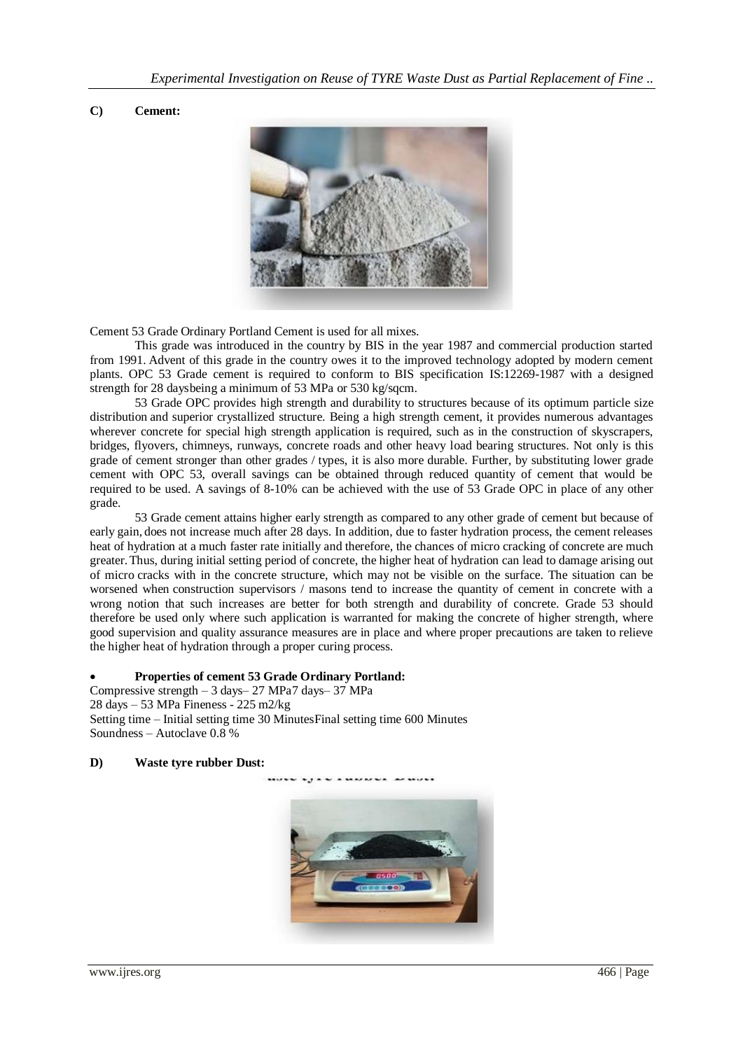**C) Cement:**

Cement 53 Grade Ordinary Portland Cement is used for all mixes.

This grade was introduced in the country by BIS in the year 1987 and commercial production started from 1991. Advent of this grade in the country owes it to the improved technology adopted by modern cement plants. OPC 53 Grade cement is required to conform to BIS specification IS:12269-1987 with a designed strength for 28 daysbeing a minimum of 53 MPa or 530 kg/sqcm.

53 Grade OPC provides high strength and durability to structures because of its optimum particle size distribution and superior crystallized structure. Being a high strength cement, it provides numerous advantages wherever concrete for special high strength application is required, such as in the construction of skyscrapers, bridges, flyovers, chimneys, runways, concrete roads and other heavy load bearing structures. Not only is this grade of cement stronger than other grades / types, it is also more durable. Further, by substituting lower grade cement with OPC 53, overall savings can be obtained through reduced quantity of cement that would be required to be used. A savings of 8-10% can be achieved with the use of 53 Grade OPC in place of any other grade.

53 Grade cement attains higher early strength as compared to any other grade of cement but because of early gain, does not increase much after 28 days. In addition, due to faster hydration process, the cement releases heat of hydration at a much faster rate initially and therefore, the chances of micro cracking of concrete are much greater. Thus, during initial setting period of concrete, the higher heat of hydration can lead to damage arising out of micro cracks with in the concrete structure, which may not be visible on the surface. The situation can be worsened when construction supervisors / masons tend to increase the quantity of cement in concrete with a wrong notion that such increases are better for both strength and durability of concrete. Grade 53 should therefore be used only where such application is warranted for making the concrete of higher strength, where good supervision and quality assurance measures are in place and where proper precautions are taken to relieve the higher heat of hydration through a proper curing process.

- **Properties of cement 53 Grade Ordinary Portland:**

Compressive strength – 3 days– 27 MPa7 days– 37 MPa
28 days – 53 MPa Fineness - 225 m2/kg
Setting time – Initial setting time 30 MinutesFinal setting time 600 Minutes
Soundness – Autoclave 0.8 %

**D) Waste tyre rubber Dust:**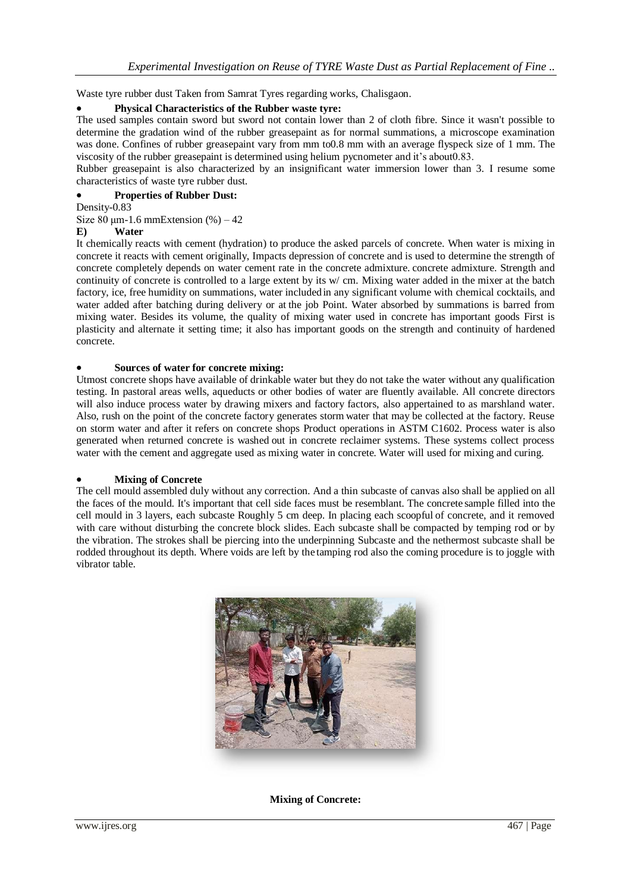Waste tyre rubber dust Taken from Samrat Tyres regarding works, Chalisgaon.

- **Physical Characteristics of the Rubber waste tyre:**

The used samples contain sword but sword not contain lower than 2 of cloth fibre. Since it wasn't possible to determine the gradation wind of the rubber greasepaint as for normal summations, a microscope examination was done. Confines of rubber greasepaint vary from mm to0.8 mm with an average flyspeck size of 1 mm. The viscosity of the rubber greasepaint is determined using helium pycnometer and it's about0.83.

Rubber greasepaint is also characterized by an insignificant water immersion lower than 3. I resume some characteristics of waste tyre rubber dust.

- **Properties of Rubber Dust:**

Density-0.83

Size 80 μm-1.6 mmExtension (%) – 42

**E) Water**

It chemically reacts with cement (hydration) to produce the asked parcels of concrete. When water is mixing in concrete it reacts with cement originally, Impacts depression of concrete and is used to determine the strength of concrete completely depends on water cement rate in the concrete admixture. concrete admixture. Strength and continuity of concrete is controlled to a large extent by its w/ cm. Mixing water added in the mixer at the batch factory, ice, free humidity on summations, water included in any significant volume with chemical cocktails, and water added after batching during delivery or at the job Point. Water absorbed by summations is barred from mixing water. Besides its volume, the quality of mixing water used in concrete has important goods First is plasticity and alternate it setting time; it also has important goods on the strength and continuity of hardened concrete.

- **Sources of water for concrete mixing:**

Utmost concrete shops have available of drinkable water but they do not take the water without any qualification testing. In pastoral areas wells, aqueducts or other bodies of water are fluently available. All concrete directors will also induce process water by drawing mixers and factory factors, also appertained to as marshland water. Also, rush on the point of the concrete factory generates storm water that may be collected at the factory. Reuse on storm water and after it refers on concrete shops Product operations in ASTM C1602. Process water is also generated when returned concrete is washed out in concrete reclaimer systems. These systems collect process water with the cement and aggregate used as mixing water in concrete. Water will used for mixing and curing.

- **Mixing of Concrete**

The cell mould assembled duly without any correction. And a thin subcaste of canvas also shall be applied on all the faces of the mould. It's important that cell side faces must be resemblant. The concrete sample filled into the cell mould in 3 layers, each subcaste Roughly 5 cm deep. In placing each scoopful of concrete, and it removed with care without disturbing the concrete block slides. Each subcaste shall be compacted by temping rod or by the vibration. The strokes shall be piercing into the underpinning Subcaste and the nethermost subcaste shall be rodded throughout its depth. Where voids are left by the tamping rod also the coming procedure is to joggle with vibrator table.

**Mixing of Concrete:**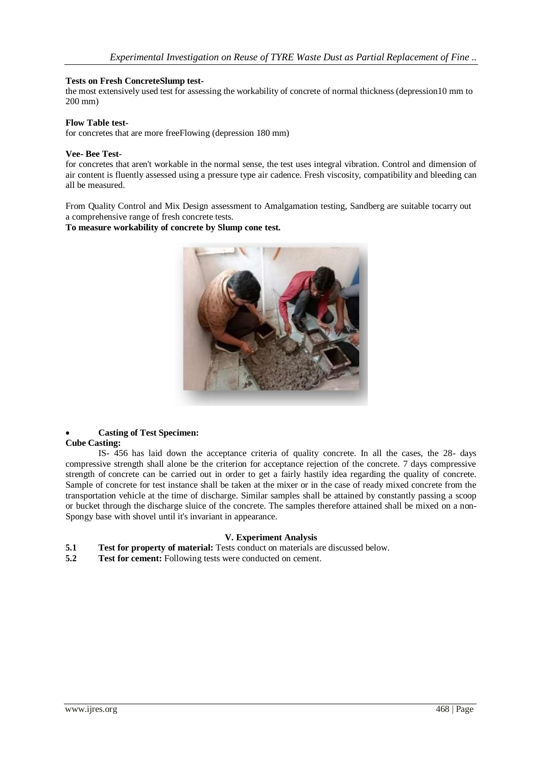**Tests on Fresh ConcreteSlump test-**

the most extensively used test for assessing the workability of concrete of normal thickness (depression10 mm to 200 mm)

**Flow Table test-**

for concretes that are more freeFlowing (depression 180 mm)

**Vee- Bee Test-**

for concretes that aren't workable in the normal sense, the test uses integral vibration. Control and dimension of air content is fluently assessed using a pressure type air cadence. Fresh viscosity, compatibility and bleeding can all be measured.

From Quality Control and Mix Design assessment to Amalgamation testing, Sandberg are suitable tocarry out a comprehensive range of fresh concrete tests.

**To measure workability of concrete by Slump cone test.**

- **Casting of Test Specimen:**

**Cube Casting:**

IS- 456 has laid down the acceptance criteria of quality concrete. In all the cases, the 28- days compressive strength shall alone be the criterion for acceptance rejection of the concrete. 7 days compressive strength of concrete can be carried out in order to get a fairly hastily idea regarding the quality of concrete. Sample of concrete for test instance shall be taken at the mixer or in the case of ready mixed concrete from the transportation vehicle at the time of discharge. Similar samples shall be attained by constantly passing a scoop or bucket through the discharge sluice of the concrete. The samples therefore attained shall be mixed on a non-Spongy base with shovel until it's invariant in appearance.

## V. Experiment Analysis

**5.1 Test for property of material:** Tests conduct on materials are discussed below.

**5.2 Test for cement:** Following tests were conducted on cement.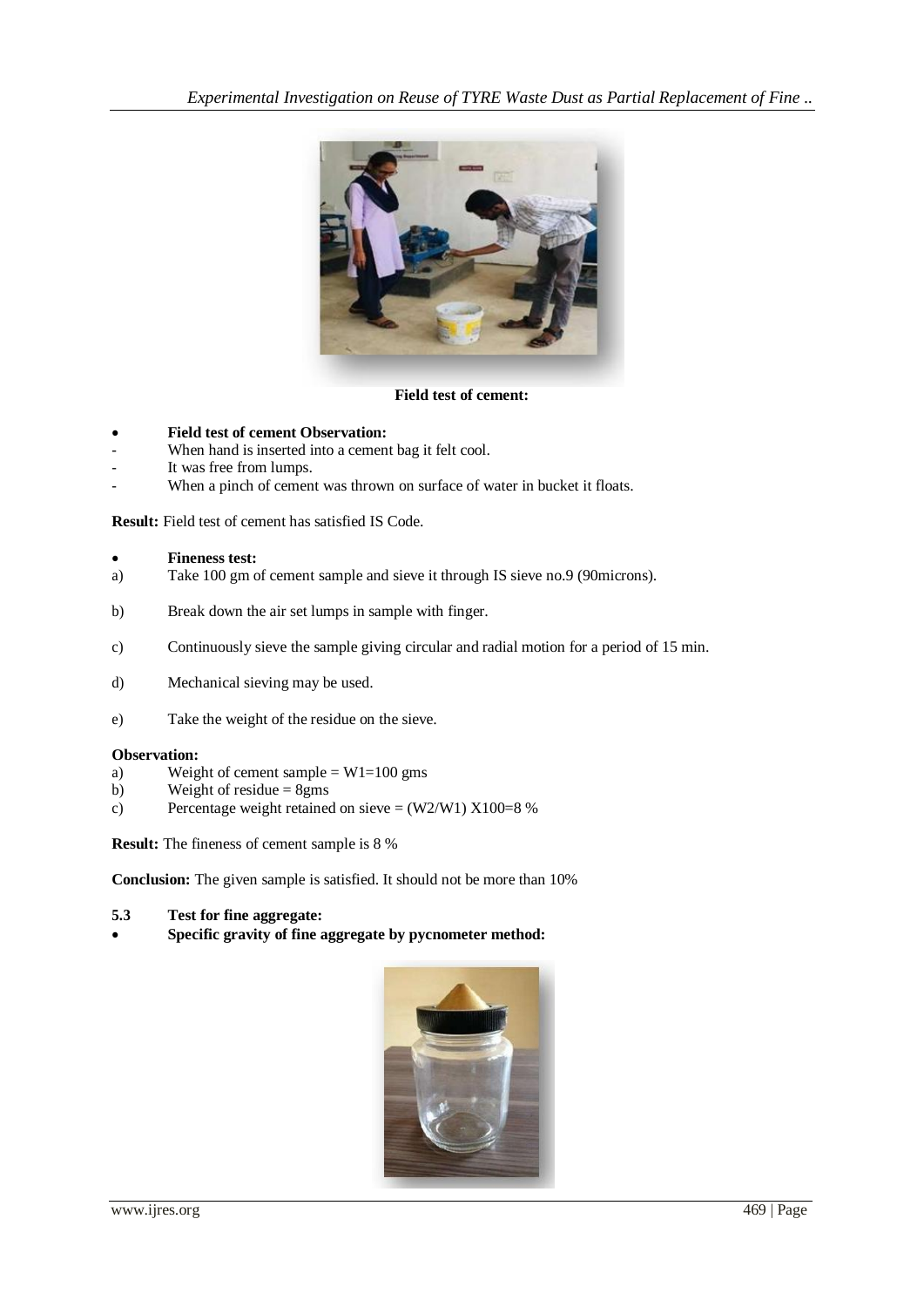**Field test of cement:**

- **Field test of cement Observation:**
- When hand is inserted into a cement bag it felt cool.
- It was free from lumps.
- When a pinch of cement was thrown on surface of water in bucket it floats.

**Result:** Field test of cement has satisfied IS Code.

- **Fineness test:**

a) Take 100 gm of cement sample and sieve it through IS sieve no.9 (90microns).

b) Break down the air set lumps in sample with finger.

c) Continuously sieve the sample giving circular and radial motion for a period of 15 min.

d) Mechanical sieving may be used.

e) Take the weight of the residue on the sieve.

**Observation:**

a) Weight of cement sample = $W1$=100 gms
b) Weight of residue = 8gms
c) Percentage weight retained on sieve = ($W2$/$W1$) X100=8 %

**Result:** The fineness of cement sample is 8 %

**Conclusion:** The given sample is satisfied. It should not be more than 10%

### 5.3 Test for fine aggregate:

- **Specific gravity of fine aggregate by pycnometer method:**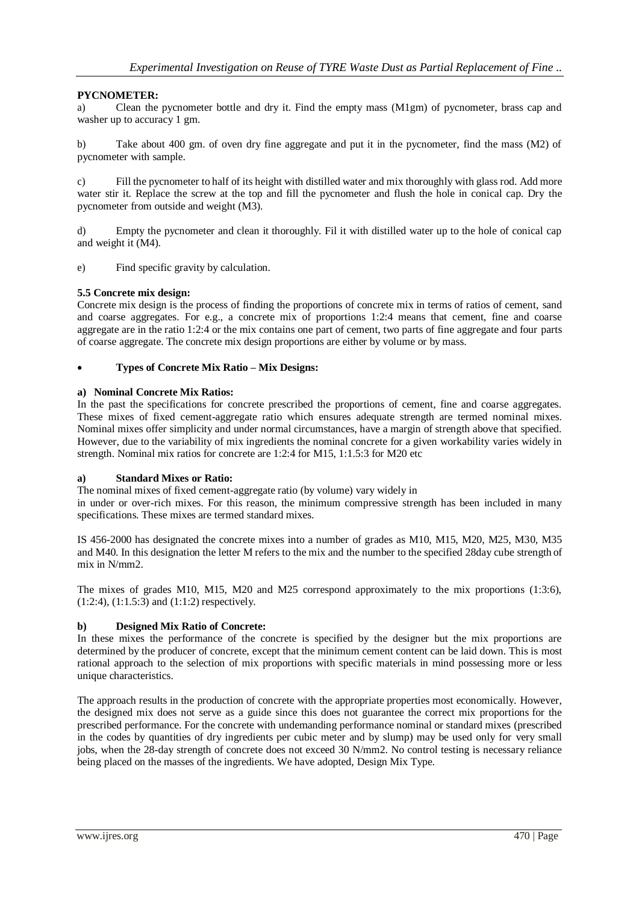**PYCNOMETER:**

a) Clean the pycnometer bottle and dry it. Find the empty mass (M1gm) of pycnometer, brass cap and washer up to accuracy 1 gm.

b) Take about 400 gm. of oven dry fine aggregate and put it in the pycnometer, find the mass (M2) of pycnometer with sample.

c) Fill the pycnometer to half of its height with distilled water and mix thoroughly with glass rod. Add more water stir it. Replace the screw at the top and fill the pycnometer and flush the hole in conical cap. Dry the pycnometer from outside and weight (M3).

d) Empty the pycnometer and clean it thoroughly. Fil it with distilled water up to the hole of conical cap and weight it (M4).

e) Find specific gravity by calculation.

**5.5 Concrete mix design:**

Concrete mix design is the process of finding the proportions of concrete mix in terms of ratios of cement, sand and coarse aggregates. For e.g., a concrete mix of proportions 1:2:4 means that cement, fine and coarse aggregate are in the ratio 1:2:4 or the mix contains one part of cement, two parts of fine aggregate and four parts of coarse aggregate. The concrete mix design proportions are either by volume or by mass.

- **Types of Concrete Mix Ratio – Mix Designs:**

**a) Nominal Concrete Mix Ratios:**

In the past the specifications for concrete prescribed the proportions of cement, fine and coarse aggregates. These mixes of fixed cement-aggregate ratio which ensures adequate strength are termed nominal mixes. Nominal mixes offer simplicity and under normal circumstances, have a margin of strength above that specified. However, due to the variability of mix ingredients the nominal concrete for a given workability varies widely in strength. Nominal mix ratios for concrete are 1:2:4 for M15, 1:1.5:3 for M20 etc

**a) Standard Mixes or Ratio:**

The nominal mixes of fixed cement-aggregate ratio (by volume) vary widely in
in under or over-rich mixes. For this reason, the minimum compressive strength has been included in many specifications. These mixes are termed standard mixes.

IS 456-2000 has designated the concrete mixes into a number of grades as M10, M15, M20, M25, M30, M35 and M40. In this designation the letter M refers to the mix and the number to the specified 28day cube strength of mix in N/mm2.

The mixes of grades M10, M15, M20 and M25 correspond approximately to the mix proportions (1:3:6), (1:2:4), (1:1.5:3) and (1:1:2) respectively.

**b) Designed Mix Ratio of Concrete:**

In these mixes the performance of the concrete is specified by the designer but the mix proportions are determined by the producer of concrete, except that the minimum cement content can be laid down. This is most rational approach to the selection of mix proportions with specific materials in mind possessing more or less unique characteristics.

The approach results in the production of concrete with the appropriate properties most economically. However, the designed mix does not serve as a guide since this does not guarantee the correct mix proportions for the prescribed performance. For the concrete with undemanding performance nominal or standard mixes (prescribed in the codes by quantities of dry ingredients per cubic meter and by slump) may be used only for very small jobs, when the 28-day strength of concrete does not exceed 30 N/mm2. No control testing is necessary reliance being placed on the masses of the ingredients. We have adopted, Design Mix Type.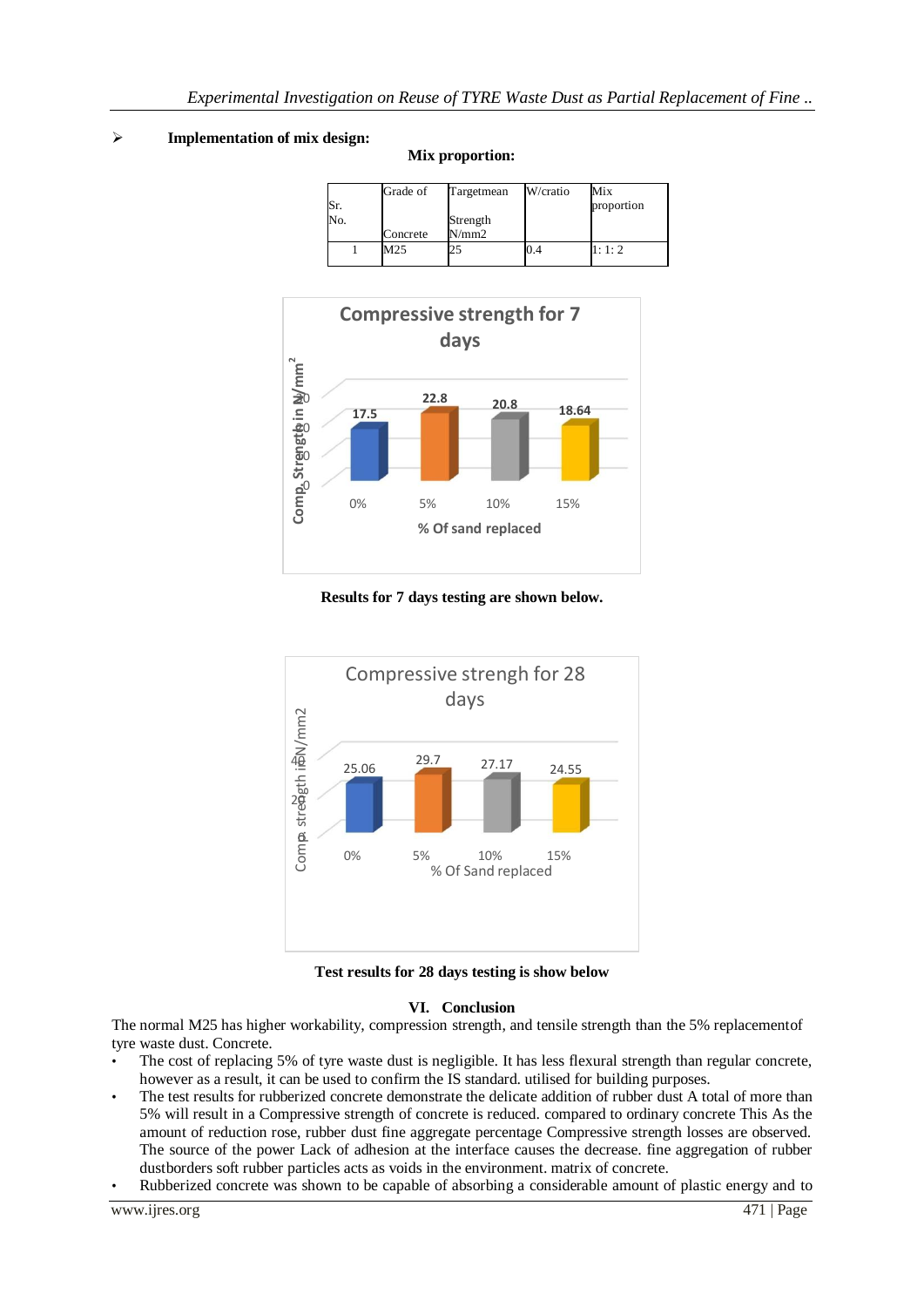- **Implementation of mix design:**

**Mix proportion:**

| Sr. No. | Grade of Concrete | Targetmean Strength N/mm2 | W/cratio | Mix proportion |
|---|---|---|---|---|
| 1 | M25 | 25 | 0.4 | 1: 1: 2 |

**Compressive strength for 7 days**

| % Of sand replaced | Comp. Strength in N/mm² |
|---|---|
| 0% | 17.5 |
| 5% | 22.8 |
| 10% | 20.8 |
| 15% | 18.64 |

**Results for 7 days testing are shown below.**

Compressive strengh for 28 days

| % Of Sand replaced | Comp. strength in N/mm2 |
|---|---|
| 0% | 25.06 |
| 5% | 29.7 |
| 10% | 27.17 |
| 15% | 24.55 |

**Test results for 28 days testing is show below**

## VI. Conclusion

The normal M25 has higher workability, compression strength, and tensile strength than the 5% replacementof tyre waste dust. Concrete.

- The cost of replacing 5% of tyre waste dust is negligible. It has less flexural strength than regular concrete, however as a result, it can be used to confirm the IS standard. utilised for building purposes.
- The test results for rubberized concrete demonstrate the delicate addition of rubber dust A total of more than 5% will result in a Compressive strength of concrete is reduced. compared to ordinary concrete This As the amount of reduction rose, rubber dust fine aggregate percentage Compressive strength losses are observed. The source of the power Lack of adhesion at the interface causes the decrease. fine aggregation of rubber dustborders soft rubber particles acts as voids in the environment. matrix of concrete.
- Rubberized concrete was shown to be capable of absorbing a considerable amount of plastic energy and to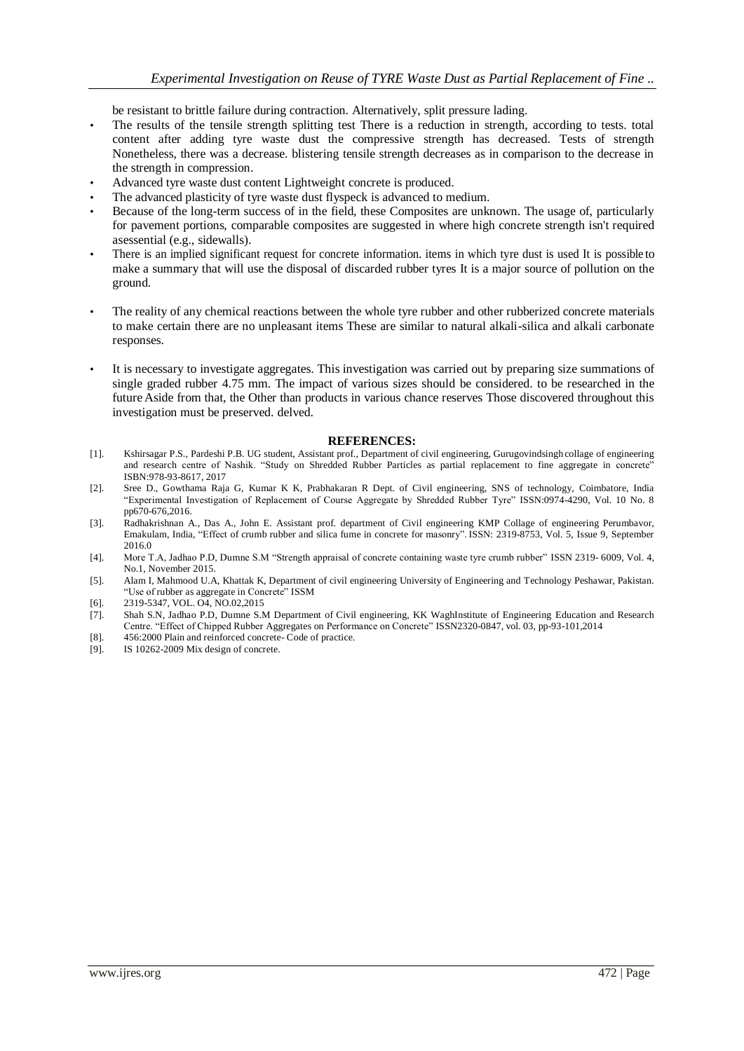be resistant to brittle failure during contraction. Alternatively, split pressure lading.

- The results of the tensile strength splitting test There is a reduction in strength, according to tests. total content after adding tyre waste dust the compressive strength has decreased. Tests of strength Nonetheless, there was a decrease. blistering tensile strength decreases as in comparison to the decrease in the strength in compression.
- Advanced tyre waste dust content Lightweight concrete is produced.
- The advanced plasticity of tyre waste dust flyspeck is advanced to medium.
- Because of the long-term success of in the field, these Composites are unknown. The usage of, particularly for pavement portions, comparable composites are suggested in where high concrete strength isn't required asessential (e.g., sidewalls).
- There is an implied significant request for concrete information. items in which tyre dust is used It is possible to make a summary that will use the disposal of discarded rubber tyres It is a major source of pollution on the ground.
- The reality of any chemical reactions between the whole tyre rubber and other rubberized concrete materials to make certain there are no unpleasant items These are similar to natural alkali-silica and alkali carbonate responses.
- It is necessary to investigate aggregates. This investigation was carried out by preparing size summations of single graded rubber 4.75 mm. The impact of various sizes should be considered. to be researched in the future Aside from that, the Other than products in various chance reserves Those discovered throughout this investigation must be preserved. delved.

## REFERENCES:

[1]. Kshirsagar P.S., Pardeshi P.B. UG student, Assistant prof., Department of civil engineering, Gurugovindsingh collage of engineering and research centre of Nashik. "Study on Shredded Rubber Particles as partial replacement to fine aggregate in concrete" ISBN:978-93-8617, 2017

[2]. Sree D., Gowthama Raja G, Kumar K K, Prabhakaran R Dept. of Civil engineering, SNS of technology, Coimbatore, India "Experimental Investigation of Replacement of Course Aggregate by Shredded Rubber Tyre" ISSN:0974-4290, Vol. 10 No. 8 pp670-676,2016.

[3]. Radhakrishnan A., Das A., John E. Assistant prof. department of Civil engineering KMP Collage of engineering Perumbavor, Emakulam, India, "Effect of crumb rubber and silica fume in concrete for masonry". ISSN: 2319-8753, Vol. 5, Issue 9, September 2016.0

[4]. More T.A, Jadhao P.D, Dumne S.M "Strength appraisal of concrete containing waste tyre crumb rubber" ISSN 2319- 6009, Vol. 4, No.1, November 2015.

[5]. Alam I, Mahmood U.A, Khattak K, Department of civil engineering University of Engineering and Technology Peshawar, Pakistan. "Use of rubber as aggregate in Concrete" ISSM

[6]. 2319-5347, VOL. O4, NO.02,2015

[7]. Shah S.N, Jadhao P.D, Dumne S.M Department of Civil engineering, KK WaghInstitute of Engineering Education and Research Centre. "Effect of Chipped Rubber Aggregates on Performance on Concrete" ISSN2320-0847, vol. 03, pp-93-101,2014

[8]. 456:2000 Plain and reinforced concrete- Code of practice.

[9]. IS 10262-2009 Mix design of concrete.